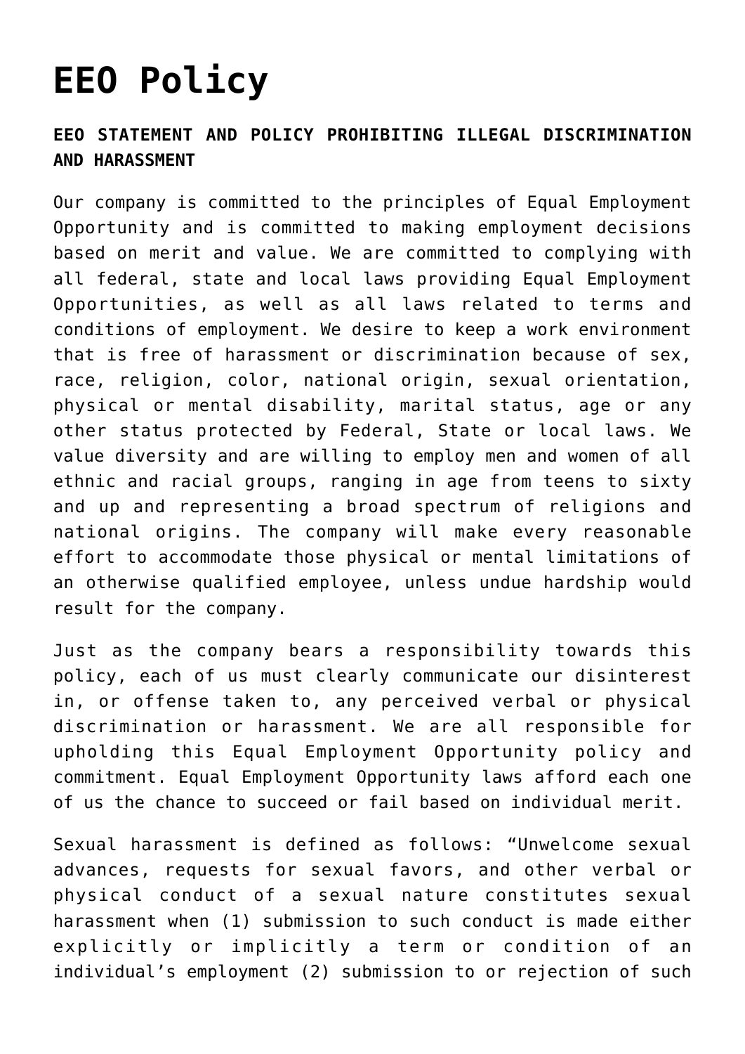# EEO Policy

**EEO STATEMENT AND POLICY PROHIBITING ILLEGAL DISCRIMINATION AND HARASSMENT**

Our company is committed to the principles of Equal Employment Opportunity and is committed to making employment decisions based on merit and value. We are committed to complying with all federal, state and local laws providing Equal Employment Opportunities, as well as all laws related to terms and conditions of employment. We desire to keep a work environment that is free of harassment or discrimination because of sex, race, religion, color, national origin, sexual orientation, physical or mental disability, marital status, age or any other status protected by Federal, State or local laws. We value diversity and are willing to employ men and women of all ethnic and racial groups, ranging in age from teens to sixty and up and representing a broad spectrum of religions and national origins. The company will make every reasonable effort to accommodate those physical or mental limitations of an otherwise qualified employee, unless undue hardship would result for the company.

Just as the company bears a responsibility towards this policy, each of us must clearly communicate our disinterest in, or offense taken to, any perceived verbal or physical discrimination or harassment. We are all responsible for upholding this Equal Employment Opportunity policy and commitment. Equal Employment Opportunity laws afford each one of us the chance to succeed or fail based on individual merit.

Sexual harassment is defined as follows: "Unwelcome sexual advances, requests for sexual favors, and other verbal or physical conduct of a sexual nature constitutes sexual harassment when (1) submission to such conduct is made either explicitly or implicitly a term or condition of an individual's employment (2) submission to or rejection of such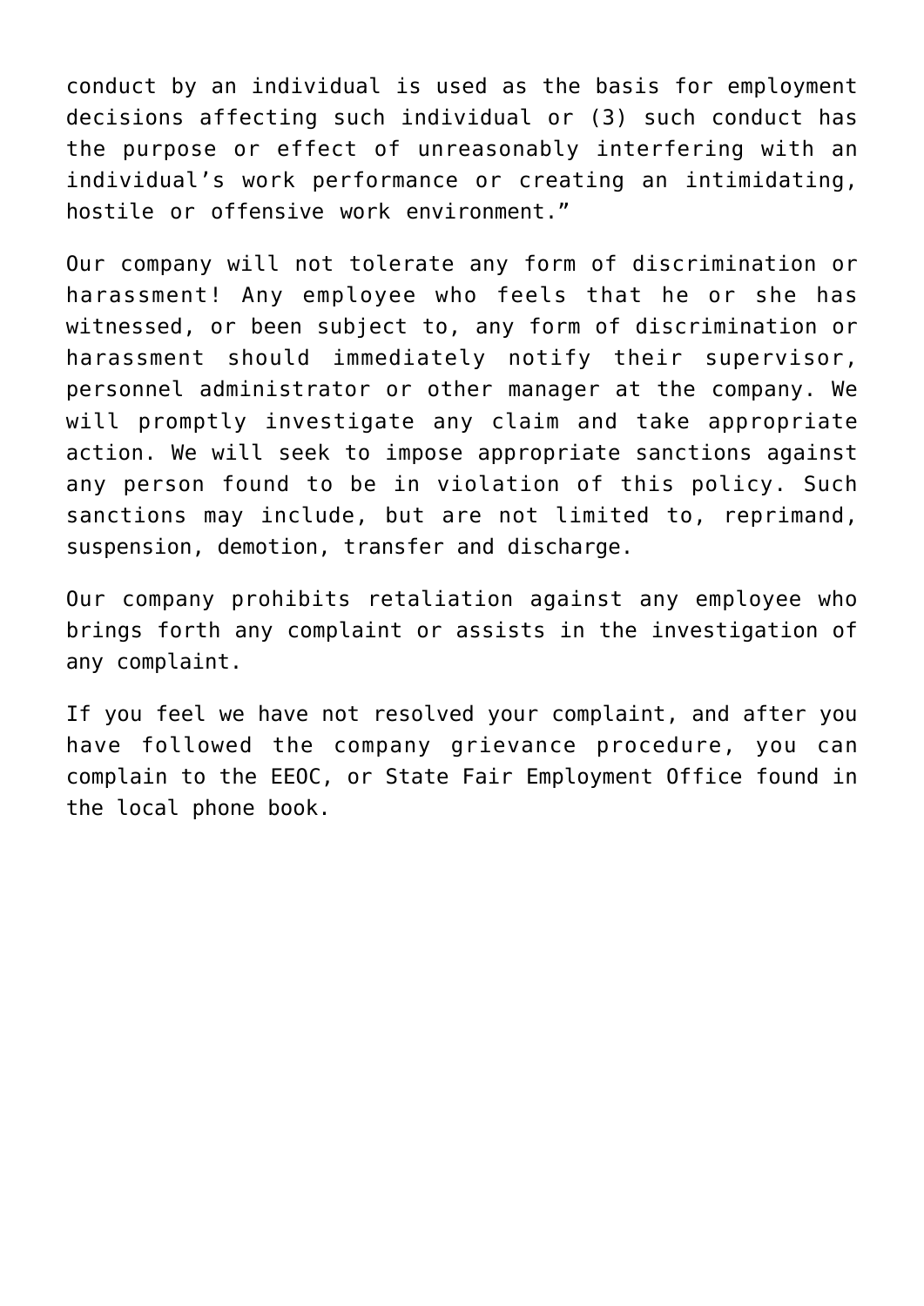conduct by an individual is used as the basis for employment decisions affecting such individual or (3) such conduct has the purpose or effect of unreasonably interfering with an individual's work performance or creating an intimidating, hostile or offensive work environment."

Our company will not tolerate any form of discrimination or harassment! Any employee who feels that he or she has witnessed, or been subject to, any form of discrimination or harassment should immediately notify their supervisor, personnel administrator or other manager at the company. We will promptly investigate any claim and take appropriate action. We will seek to impose appropriate sanctions against any person found to be in violation of this policy. Such sanctions may include, but are not limited to, reprimand, suspension, demotion, transfer and discharge.

Our company prohibits retaliation against any employee who brings forth any complaint or assists in the investigation of any complaint.

If you feel we have not resolved your complaint, and after you have followed the company grievance procedure, you can complain to the EEOC, or State Fair Employment Office found in the local phone book.